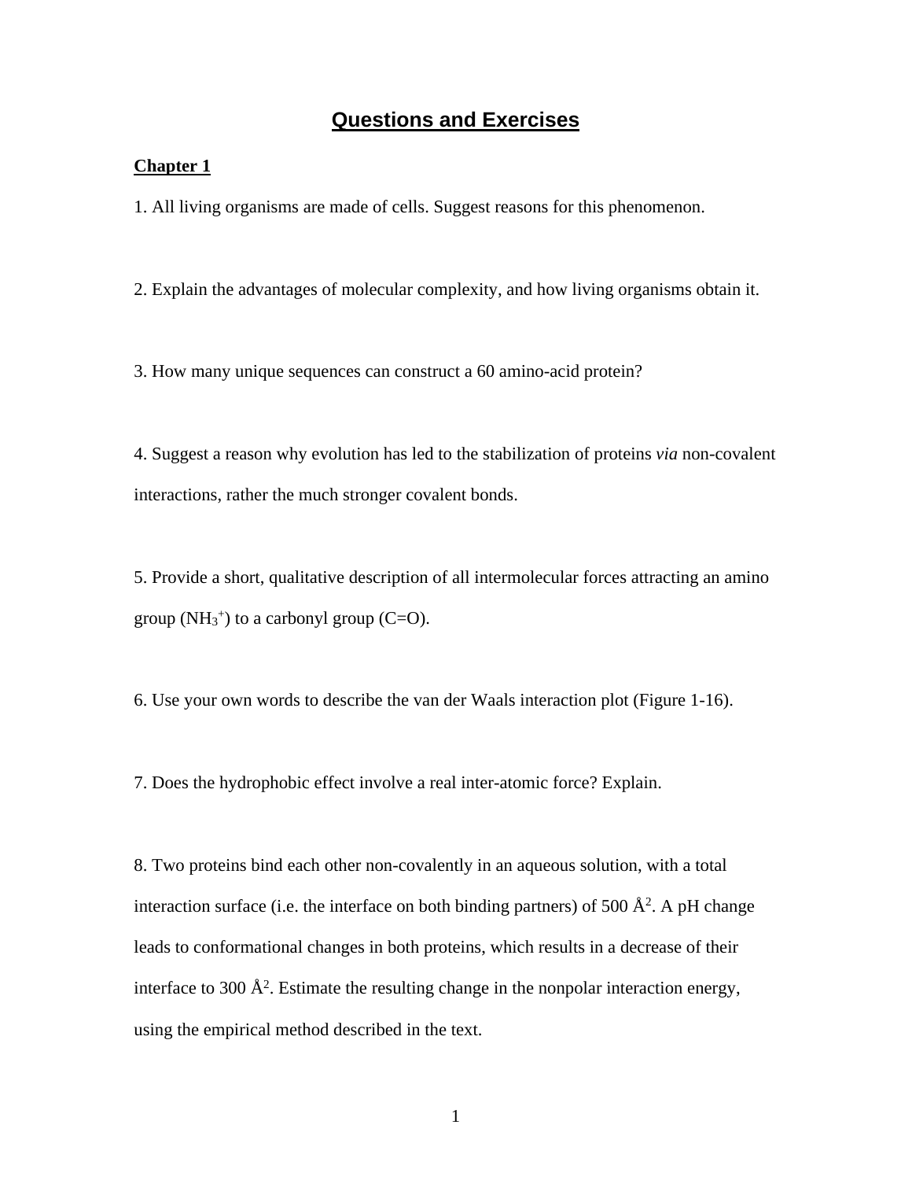# Questions and Exercises

## Chapter 1

1. All living organisms are made of cells. Suggest reasons for this phenomenon.

2. Explain the advantages of molecular complexity, and how living organisms obtain it.

3. How many unique sequences can construct a 60 amino-acid protein?

4. Suggest a reason why evolution has led to the stabilization of proteins *via* non-covalent interactions, rather the much stronger covalent bonds.

5. Provide a short, qualitative description of all intermolecular forces attracting an amino group ($NH_3^+$) to a carbonyl group (C=O).

6. Use your own words to describe the van der Waals interaction plot (Figure 1-16).

7. Does the hydrophobic effect involve a real inter-atomic force? Explain.

8. Two proteins bind each other non-covalently in an aqueous solution, with a total interaction surface (i.e. the interface on both binding partners) of 500 Å$^2$. A pH change leads to conformational changes in both proteins, which results in a decrease of their interface to 300 Å$^2$. Estimate the resulting change in the nonpolar interaction energy, using the empirical method described in the text.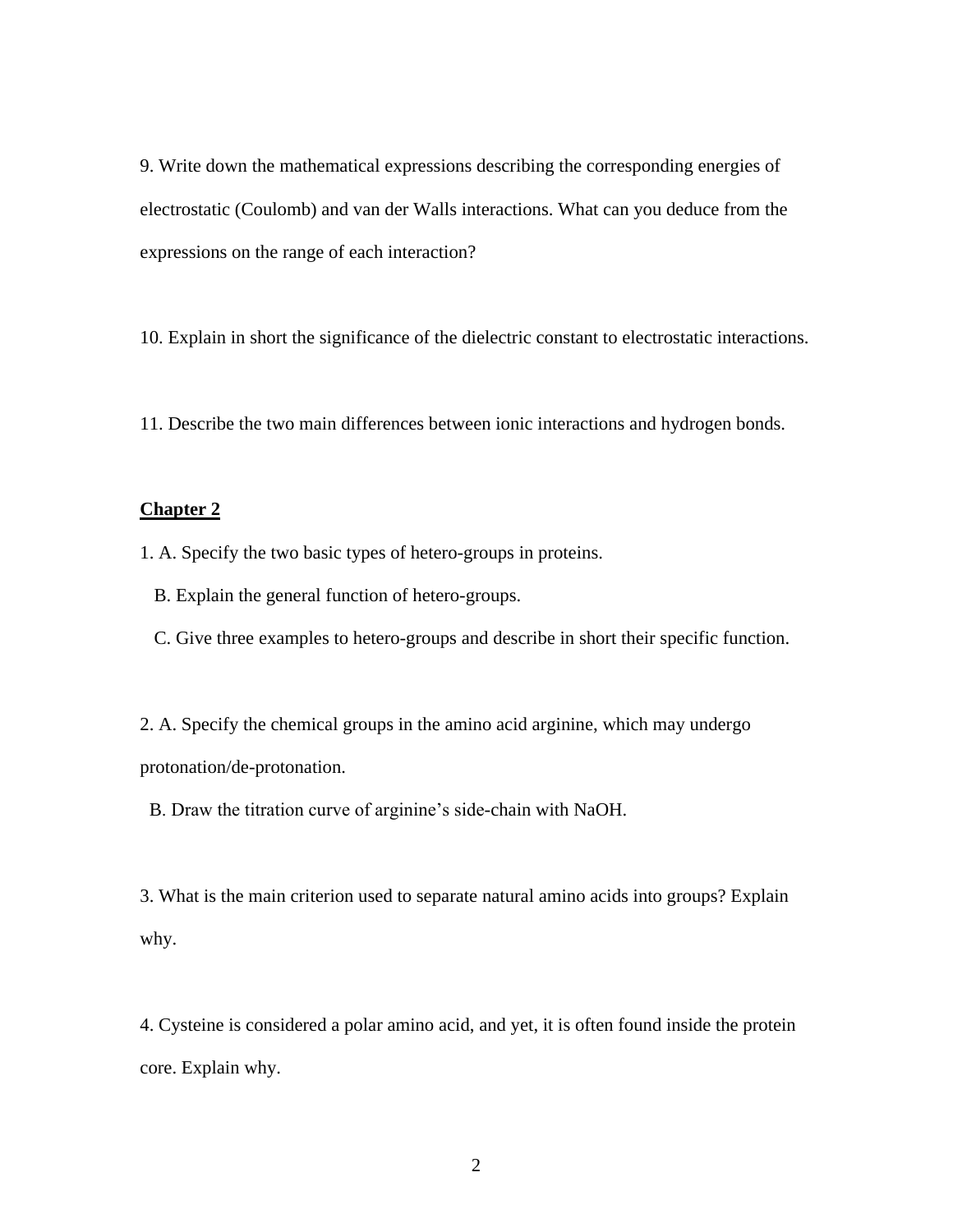9. Write down the mathematical expressions describing the corresponding energies of electrostatic (Coulomb) and van der Walls interactions. What can you deduce from the expressions on the range of each interaction?

10. Explain in short the significance of the dielectric constant to electrostatic interactions.

11. Describe the two main differences between ionic interactions and hydrogen bonds.

## Chapter 2

1. A. Specify the two basic types of hetero-groups in proteins.

   B. Explain the general function of hetero-groups.

   C. Give three examples to hetero-groups and describe in short their specific function.

2. A. Specify the chemical groups in the amino acid arginine, which may undergo protonation/de-protonation.

   B. Draw the titration curve of arginine's side-chain with NaOH.

3. What is the main criterion used to separate natural amino acids into groups? Explain why.

4. Cysteine is considered a polar amino acid, and yet, it is often found inside the protein core. Explain why.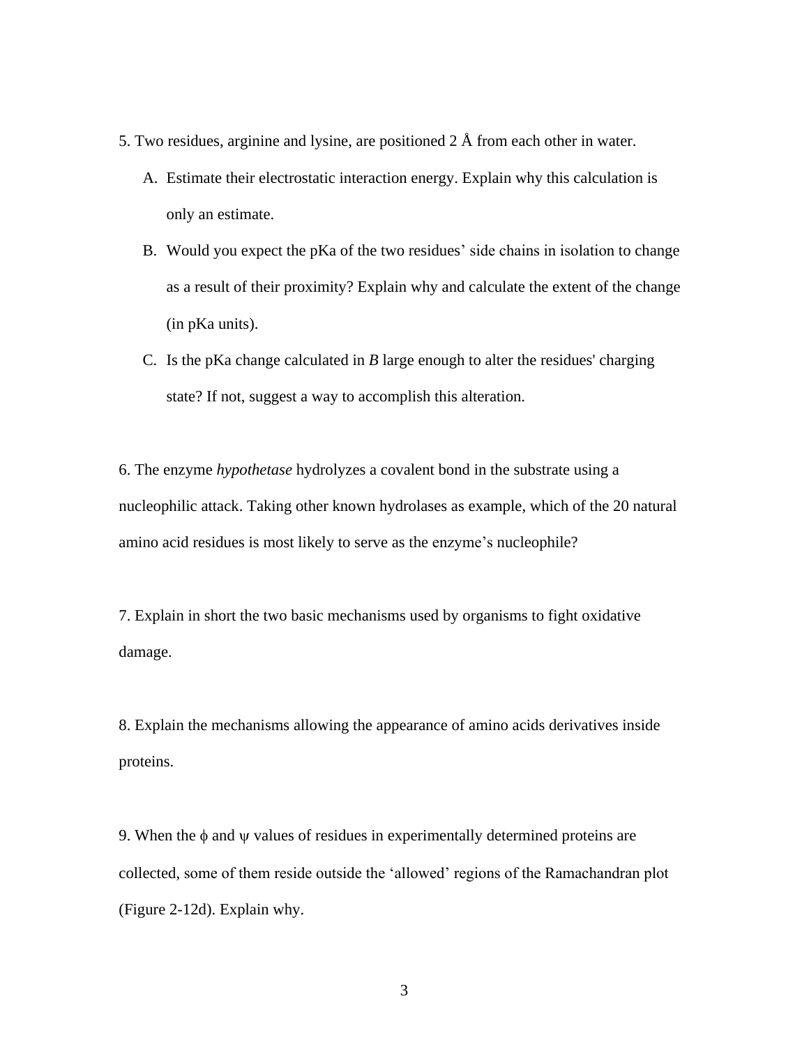5. Two residues, arginine and lysine, are positioned 2 Å from each other in water.

A. Estimate their electrostatic interaction energy. Explain why this calculation is only an estimate.

B. Would you expect the pKa of the two residues' side chains in isolation to change as a result of their proximity? Explain why and calculate the extent of the change (in pKa units).

C. Is the pKa change calculated in *B* large enough to alter the residues' charging state? If not, suggest a way to accomplish this alteration.

6. The enzyme *hypothetase* hydrolyzes a covalent bond in the substrate using a nucleophilic attack. Taking other known hydrolases as example, which of the 20 natural amino acid residues is most likely to serve as the enzyme's nucleophile?

7. Explain in short the two basic mechanisms used by organisms to fight oxidative damage.

8. Explain the mechanisms allowing the appearance of amino acids derivatives inside proteins.

9. When the $\phi$ and $\psi$ values of residues in experimentally determined proteins are collected, some of them reside outside the 'allowed' regions of the Ramachandran plot (Figure 2-12d). Explain why.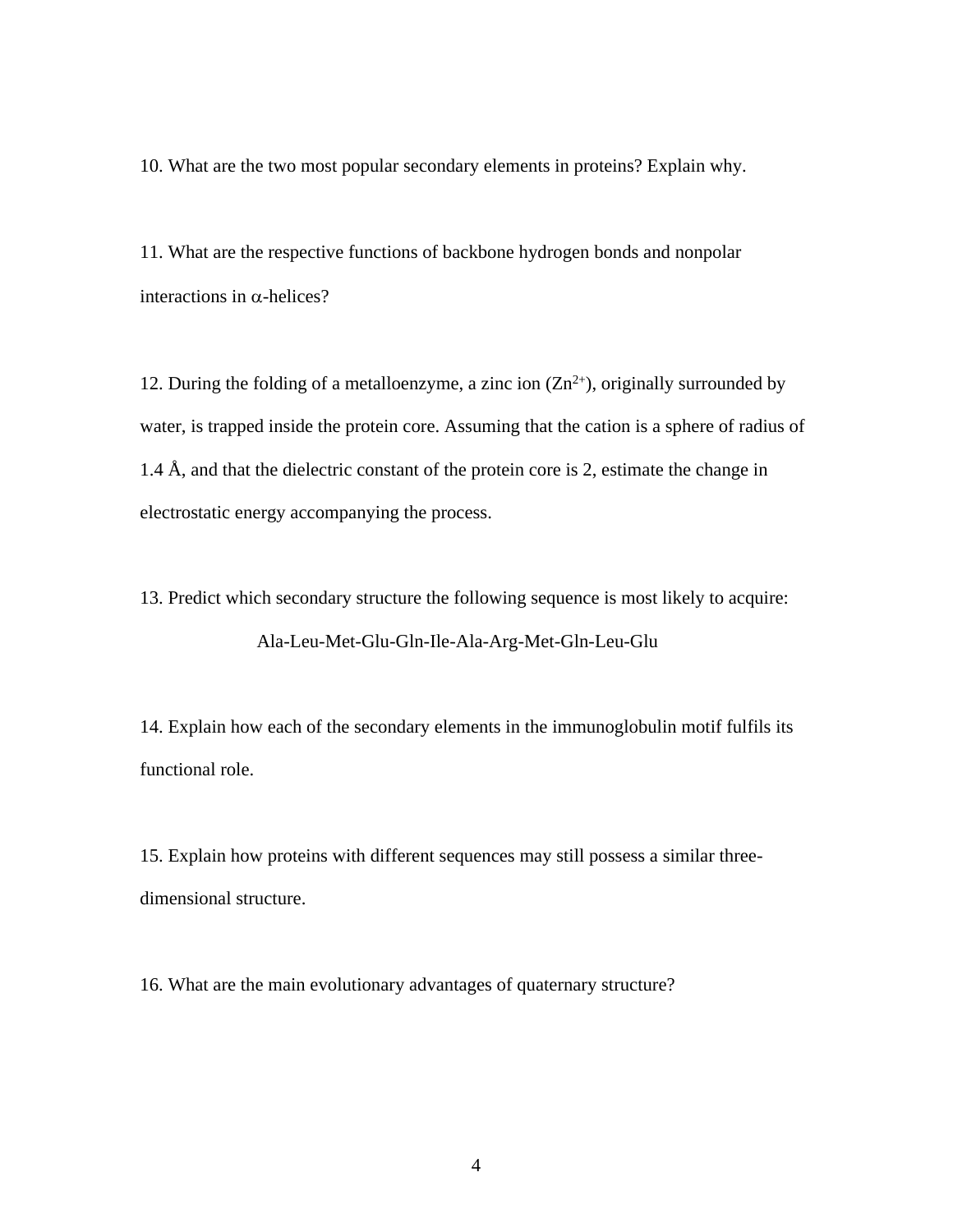10. What are the two most popular secondary elements in proteins? Explain why.

11. What are the respective functions of backbone hydrogen bonds and nonpolar interactions in $\alpha$-helices?

12. During the folding of a metalloenzyme, a zinc ion ($Zn^{2+}$), originally surrounded by water, is trapped inside the protein core. Assuming that the cation is a sphere of radius of 1.4 Å, and that the dielectric constant of the protein core is 2, estimate the change in electrostatic energy accompanying the process.

13. Predict which secondary structure the following sequence is most likely to acquire:

Ala-Leu-Met-Glu-Gln-Ile-Ala-Arg-Met-Gln-Leu-Glu

14. Explain how each of the secondary elements in the immunoglobulin motif fulfils its functional role.

15. Explain how proteins with different sequences may still possess a similar three-dimensional structure.

16. What are the main evolutionary advantages of quaternary structure?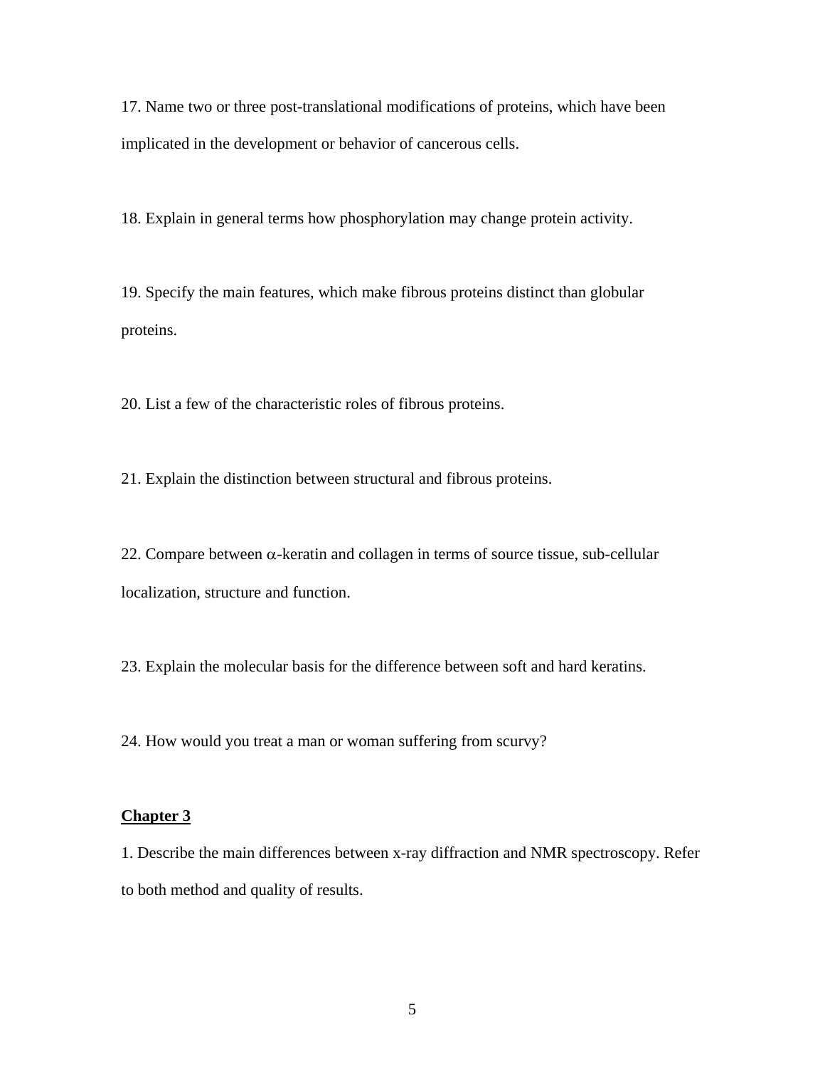17. Name two or three post-translational modifications of proteins, which have been implicated in the development or behavior of cancerous cells.

18. Explain in general terms how phosphorylation may change protein activity.

19. Specify the main features, which make fibrous proteins distinct than globular proteins.

20. List a few of the characteristic roles of fibrous proteins.

21. Explain the distinction between structural and fibrous proteins.

22. Compare between $\alpha$-keratin and collagen in terms of source tissue, sub-cellular localization, structure and function.

23. Explain the molecular basis for the difference between soft and hard keratins.

24. How would you treat a man or woman suffering from scurvy?

## Chapter 3

1. Describe the main differences between x-ray diffraction and NMR spectroscopy. Refer to both method and quality of results.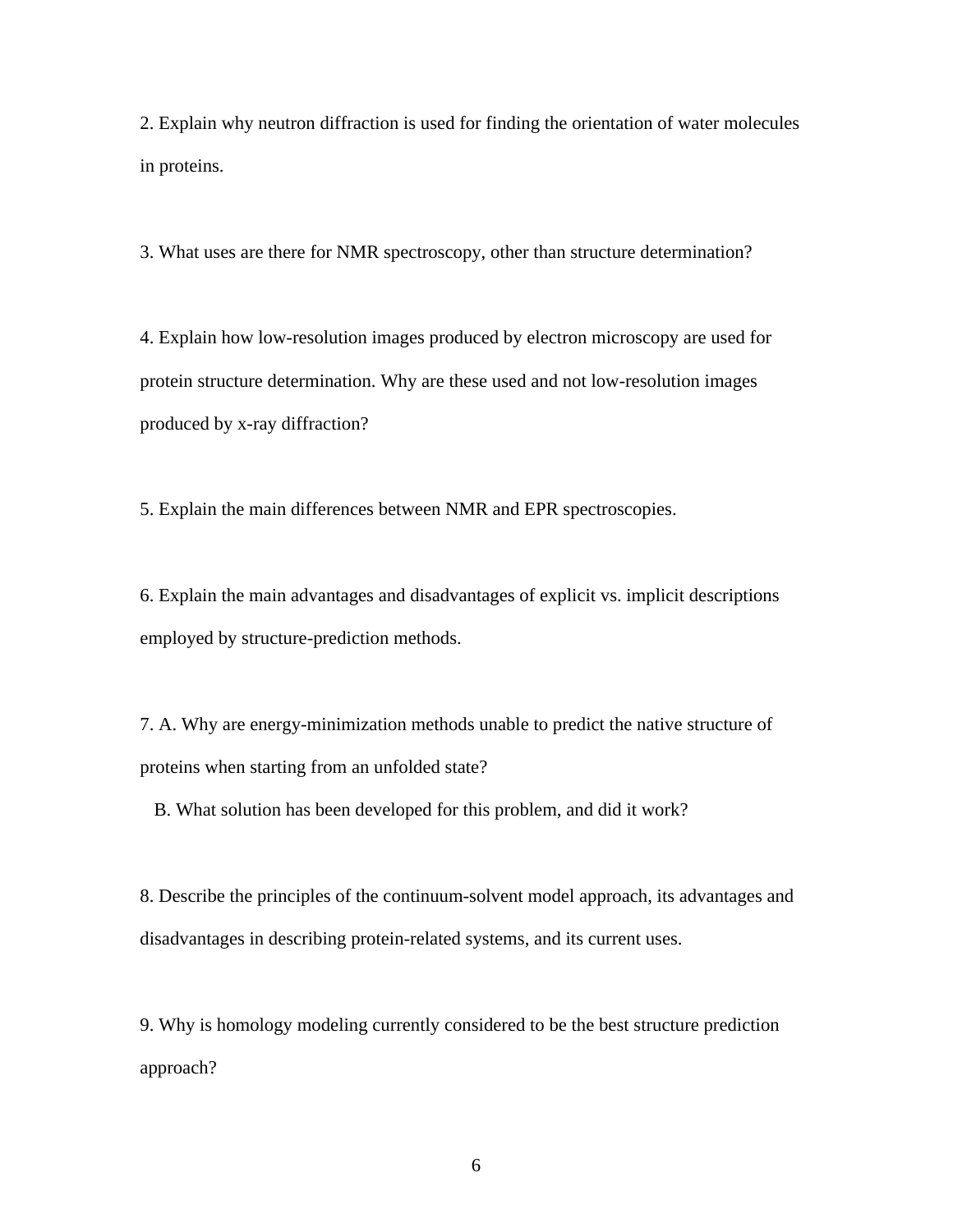2. Explain why neutron diffraction is used for finding the orientation of water molecules in proteins.

3. What uses are there for NMR spectroscopy, other than structure determination?

4. Explain how low-resolution images produced by electron microscopy are used for protein structure determination. Why are these used and not low-resolution images produced by x-ray diffraction?

5. Explain the main differences between NMR and EPR spectroscopies.

6. Explain the main advantages and disadvantages of explicit vs. implicit descriptions employed by structure-prediction methods.

7. A. Why are energy-minimization methods unable to predict the native structure of proteins when starting from an unfolded state?

   B. What solution has been developed for this problem, and did it work?

8. Describe the principles of the continuum-solvent model approach, its advantages and disadvantages in describing protein-related systems, and its current uses.

9. Why is homology modeling currently considered to be the best structure prediction approach?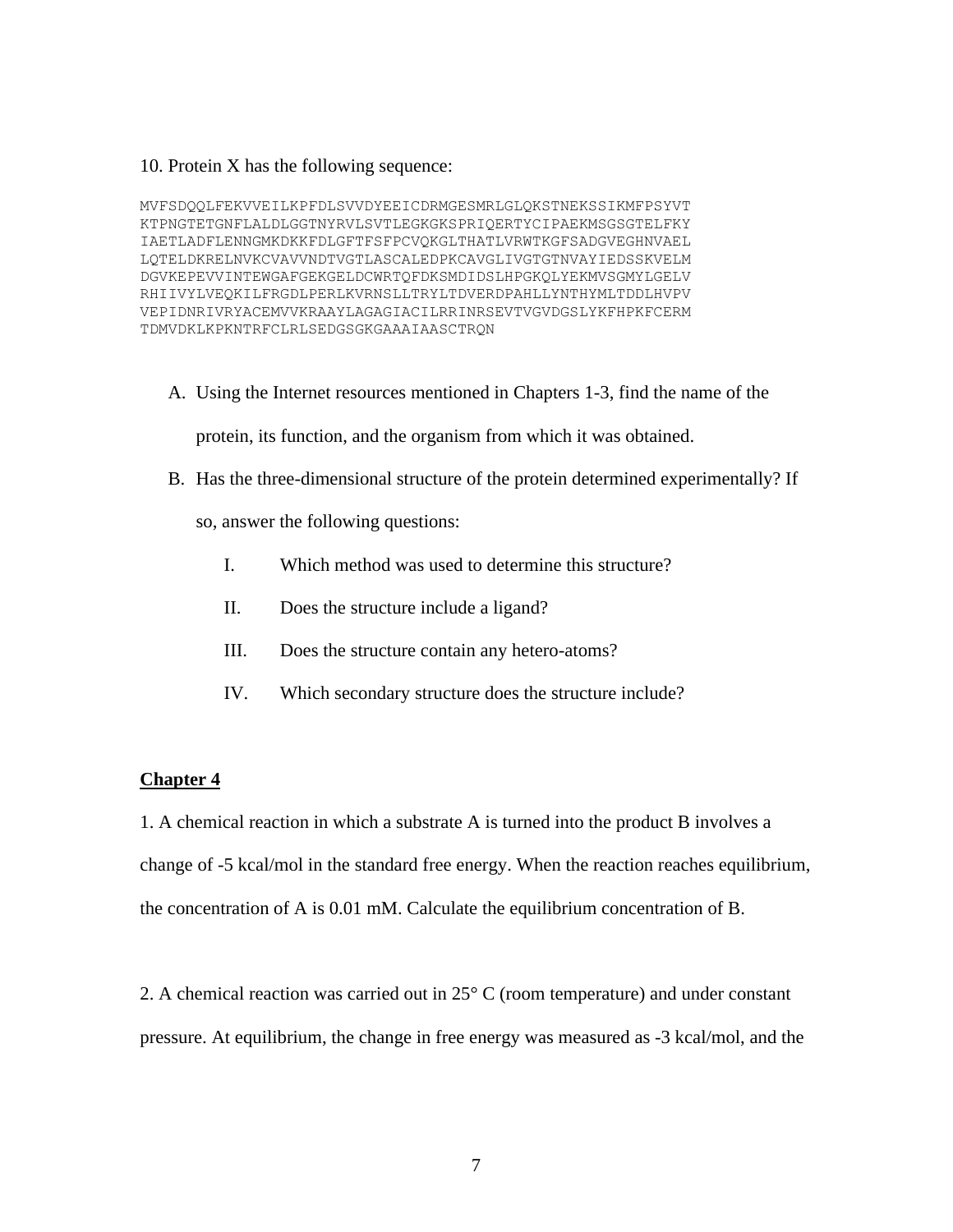10. Protein X has the following sequence:

```
MVFSDQQLFEKVVEILKPFDLSVVDYEEICDRMGESMRLGLQKSTNEKSSIKMFPSYVT
KTPNGTETGNFLALDLGGTNYRVLSVTLEGKGKSPRIQERTYCIPAEKMSGSGTELFKY
IAETLADFLENNGMKDKKFDLGFTFSFPCVQKGLTHATLVRWTKGFSADGVEGHNVAEL
LQTELDKRELNVKCVAVVNDTVGTLASCALEDPKCAVGLIVGTGTNVAYIEDSSKVELM
DGVKEPEVVINTEWGAFGEKGELDCWRTQFDKSMDIDSLHPGKQLYEKMVSGMYLGELV
RHIIVYLVEQKILFRGDLPERLKVRNSLLTRYLTDVERDPAHLLYNTHYMLTDDLHVPV
VEPIDNRIVRYACEMVVKRAAYLAGAGIACILRRINRSEVTVGVDGSLYKFHPKFCERM
TDMVDKLKPKNTRFCLRLSEDGSGKGAAAIAASCTRQN
```

A. Using the Internet resources mentioned in Chapters 1-3, find the name of the protein, its function, and the organism from which it was obtained.

B. Has the three-dimensional structure of the protein determined experimentally? If so, answer the following questions:

   I. Which method was used to determine this structure?

   II. Does the structure include a ligand?

   III. Does the structure contain any hetero-atoms?

   IV. Which secondary structure does the structure include?

## Chapter 4

1. A chemical reaction in which a substrate A is turned into the product B involves a change of -5 kcal/mol in the standard free energy. When the reaction reaches equilibrium, the concentration of A is 0.01 mM. Calculate the equilibrium concentration of B.

2. A chemical reaction was carried out in 25° C (room temperature) and under constant pressure. At equilibrium, the change in free energy was measured as -3 kcal/mol, and the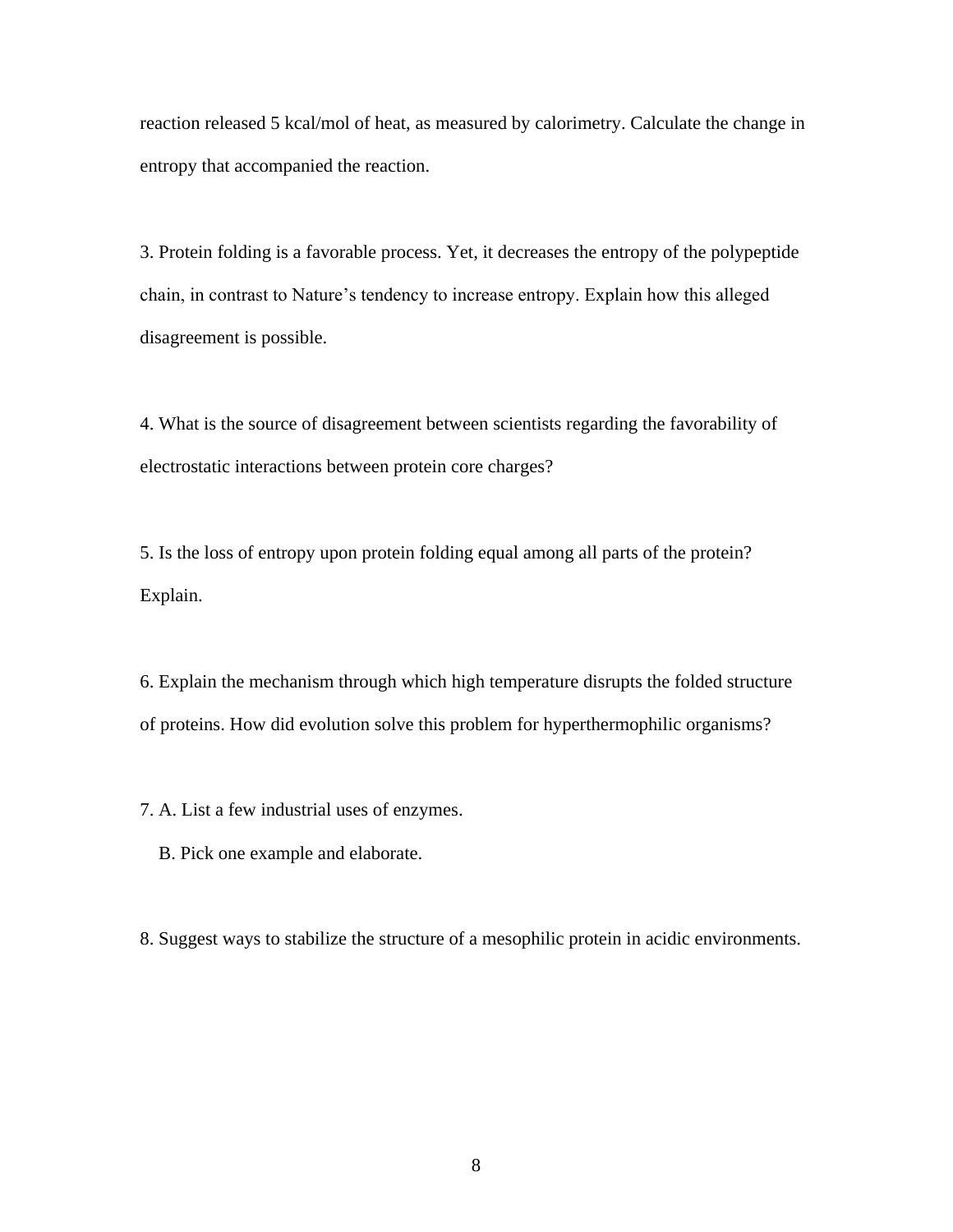reaction released 5 kcal/mol of heat, as measured by calorimetry. Calculate the change in entropy that accompanied the reaction.

3. Protein folding is a favorable process. Yet, it decreases the entropy of the polypeptide chain, in contrast to Nature's tendency to increase entropy. Explain how this alleged disagreement is possible.

4. What is the source of disagreement between scientists regarding the favorability of electrostatic interactions between protein core charges?

5. Is the loss of entropy upon protein folding equal among all parts of the protein? Explain.

6. Explain the mechanism through which high temperature disrupts the folded structure of proteins. How did evolution solve this problem for hyperthermophilic organisms?

7. A. List a few industrial uses of enzymes.

   B. Pick one example and elaborate.

8. Suggest ways to stabilize the structure of a mesophilic protein in acidic environments.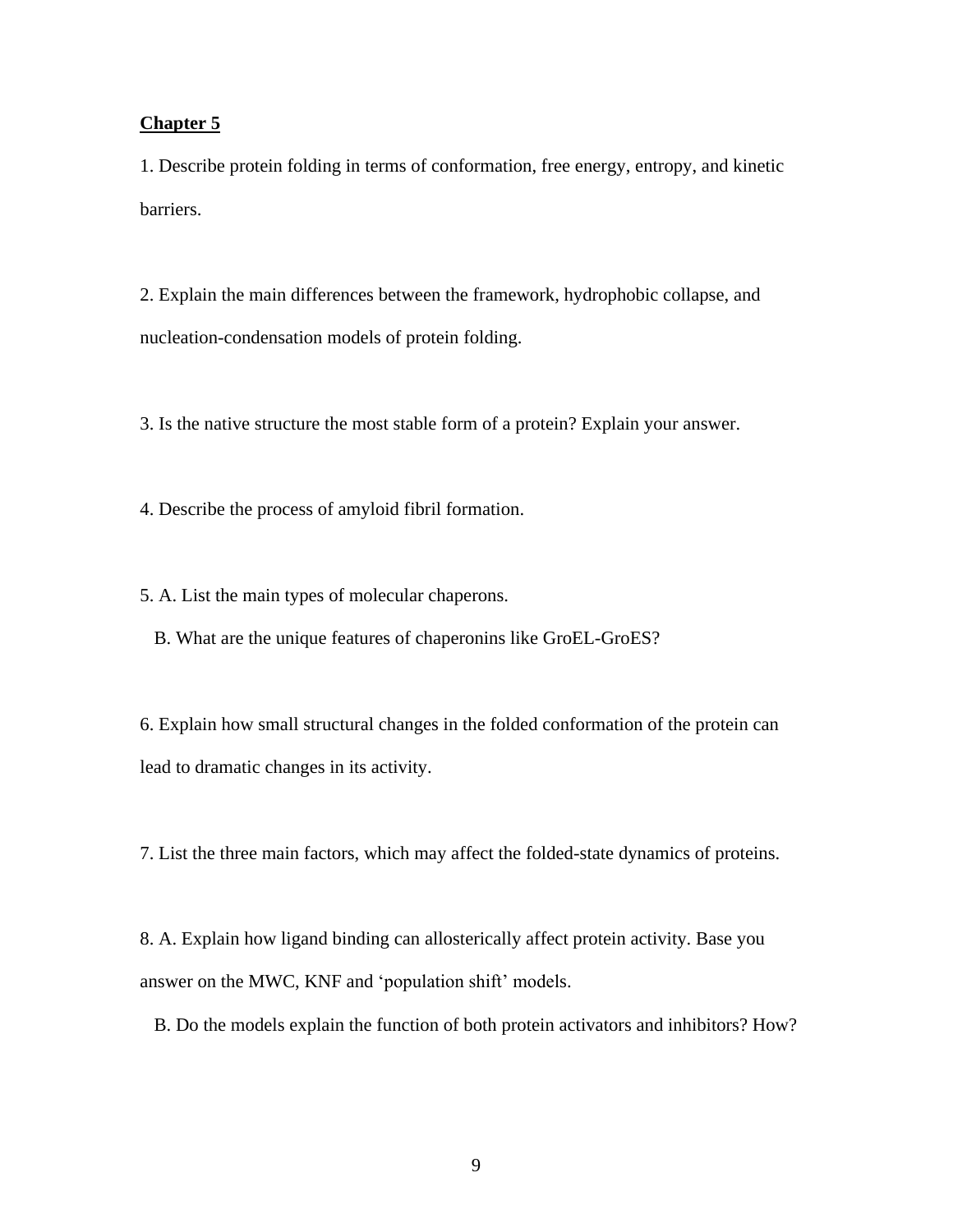## Chapter 5

1. Describe protein folding in terms of conformation, free energy, entropy, and kinetic barriers.

2. Explain the main differences between the framework, hydrophobic collapse, and nucleation-condensation models of protein folding.

3. Is the native structure the most stable form of a protein? Explain your answer.

4. Describe the process of amyloid fibril formation.

5. A. List the main types of molecular chaperons.

   B. What are the unique features of chaperonins like GroEL-GroES?

6. Explain how small structural changes in the folded conformation of the protein can lead to dramatic changes in its activity.

7. List the three main factors, which may affect the folded-state dynamics of proteins.

8. A. Explain how ligand binding can allosterically affect protein activity. Base you answer on the MWC, KNF and 'population shift' models.

   B. Do the models explain the function of both protein activators and inhibitors? How?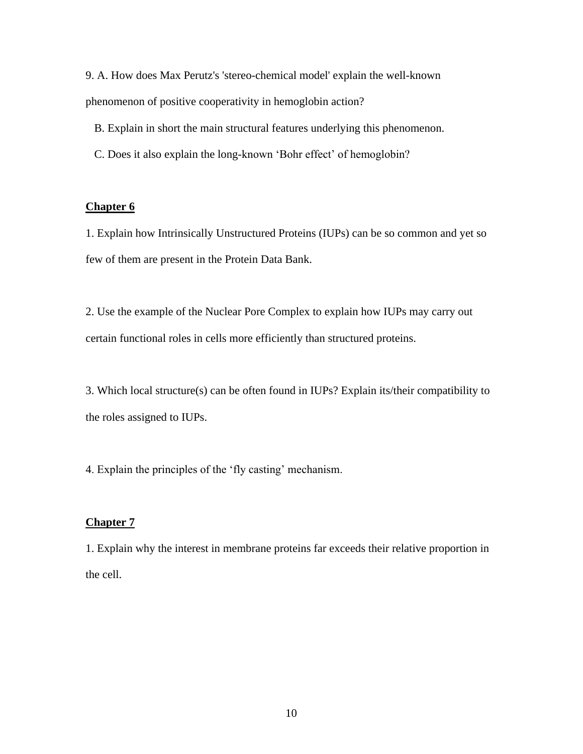9. A. How does Max Perutz's 'stereo-chemical model' explain the well-known phenomenon of positive cooperativity in hemoglobin action?

B. Explain in short the main structural features underlying this phenomenon.

C. Does it also explain the long-known 'Bohr effect' of hemoglobin?

## Chapter 6

1. Explain how Intrinsically Unstructured Proteins (IUPs) can be so common and yet so few of them are present in the Protein Data Bank.

2. Use the example of the Nuclear Pore Complex to explain how IUPs may carry out certain functional roles in cells more efficiently than structured proteins.

3. Which local structure(s) can be often found in IUPs? Explain its/their compatibility to the roles assigned to IUPs.

4. Explain the principles of the 'fly casting' mechanism.

## Chapter 7

1. Explain why the interest in membrane proteins far exceeds their relative proportion in the cell.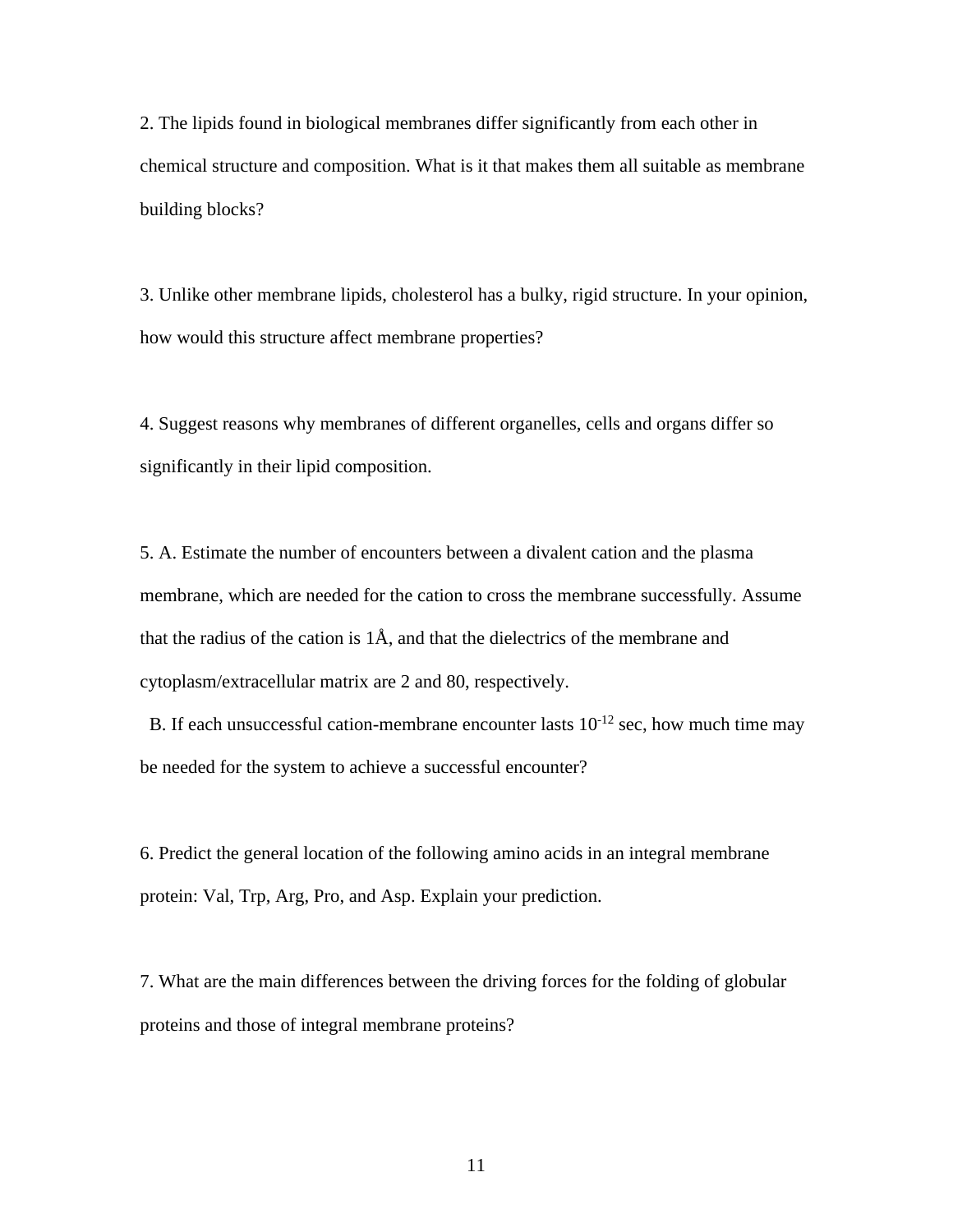2. The lipids found in biological membranes differ significantly from each other in chemical structure and composition. What is it that makes them all suitable as membrane building blocks?

3. Unlike other membrane lipids, cholesterol has a bulky, rigid structure. In your opinion, how would this structure affect membrane properties?

4. Suggest reasons why membranes of different organelles, cells and organs differ so significantly in their lipid composition.

5. A. Estimate the number of encounters between a divalent cation and the plasma membrane, which are needed for the cation to cross the membrane successfully. Assume that the radius of the cation is 1Å, and that the dielectrics of the membrane and cytoplasm/extracellular matrix are 2 and 80, respectively.

B. If each unsuccessful cation-membrane encounter lasts $10^{-12}$ sec, how much time may be needed for the system to achieve a successful encounter?

6. Predict the general location of the following amino acids in an integral membrane protein: Val, Trp, Arg, Pro, and Asp. Explain your prediction.

7. What are the main differences between the driving forces for the folding of globular proteins and those of integral membrane proteins?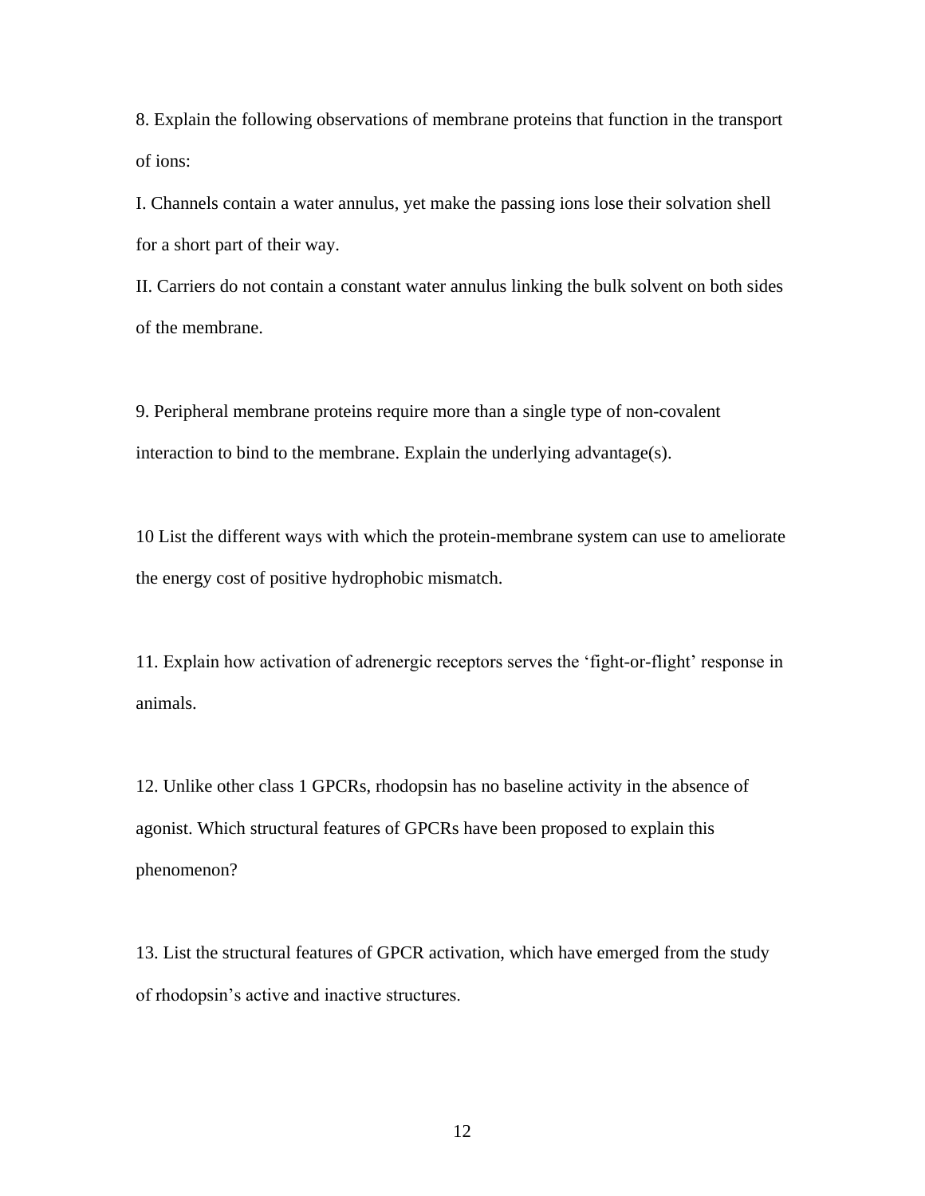8. Explain the following observations of membrane proteins that function in the transport of ions:

I. Channels contain a water annulus, yet make the passing ions lose their solvation shell for a short part of their way.

II. Carriers do not contain a constant water annulus linking the bulk solvent on both sides of the membrane.

9. Peripheral membrane proteins require more than a single type of non-covalent interaction to bind to the membrane. Explain the underlying advantage(s).

10 List the different ways with which the protein-membrane system can use to ameliorate the energy cost of positive hydrophobic mismatch.

11. Explain how activation of adrenergic receptors serves the ‘fight-or-flight’ response in animals.

12. Unlike other class 1 GPCRs, rhodopsin has no baseline activity in the absence of agonist. Which structural features of GPCRs have been proposed to explain this phenomenon?

13. List the structural features of GPCR activation, which have emerged from the study of rhodopsin’s active and inactive structures.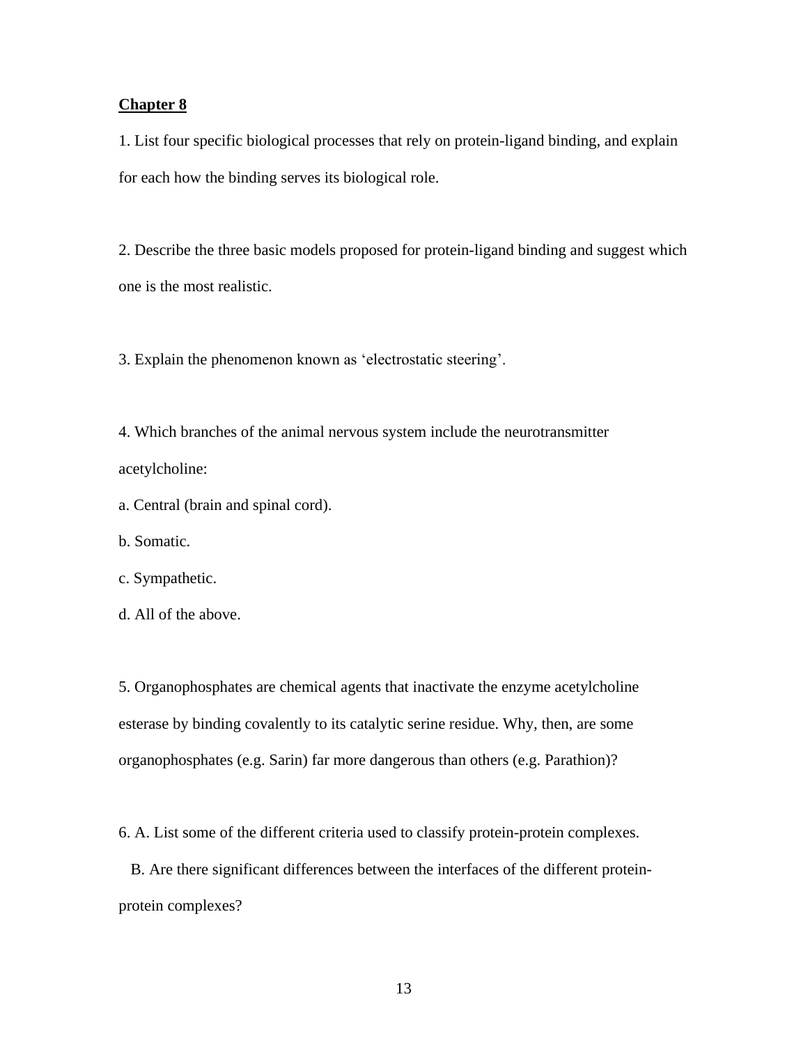## Chapter 8

1. List four specific biological processes that rely on protein-ligand binding, and explain for each how the binding serves its biological role.

2. Describe the three basic models proposed for protein-ligand binding and suggest which one is the most realistic.

3. Explain the phenomenon known as 'electrostatic steering'.

4. Which branches of the animal nervous system include the neurotransmitter acetylcholine:

a. Central (brain and spinal cord).

b. Somatic.

c. Sympathetic.

d. All of the above.

5. Organophosphates are chemical agents that inactivate the enzyme acetylcholine esterase by binding covalently to its catalytic serine residue. Why, then, are some organophosphates (e.g. Sarin) far more dangerous than others (e.g. Parathion)?

6. A. List some of the different criteria used to classify protein-protein complexes.

B. Are there significant differences between the interfaces of the different protein-protein complexes?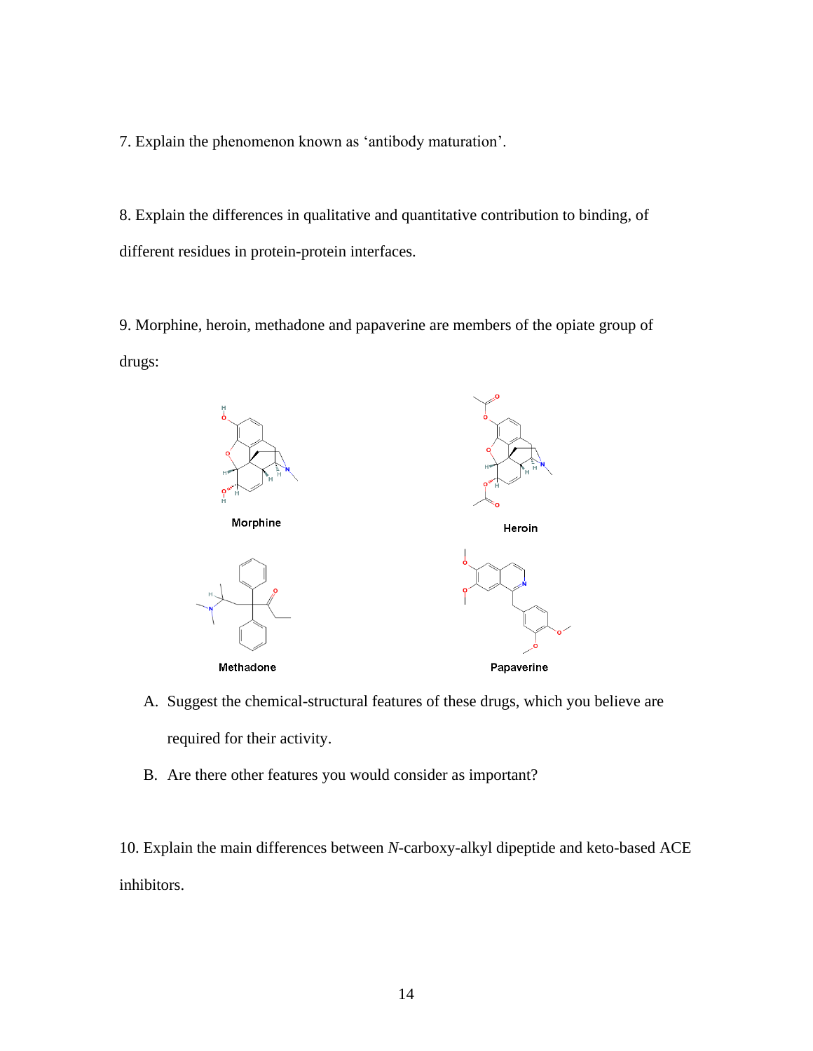7. Explain the phenomenon known as 'antibody maturation'.

8. Explain the differences in qualitative and quantitative contribution to binding, of different residues in protein-protein interfaces.

9. Morphine, heroin, methadone and papaverine are members of the opiate group of drugs:

Morphine

Heroin

Methadone

Papaverine

A. Suggest the chemical-structural features of these drugs, which you believe are required for their activity.

B. Are there other features you would consider as important?

10. Explain the main differences between *N*-carboxy-alkyl dipeptide and keto-based ACE inhibitors.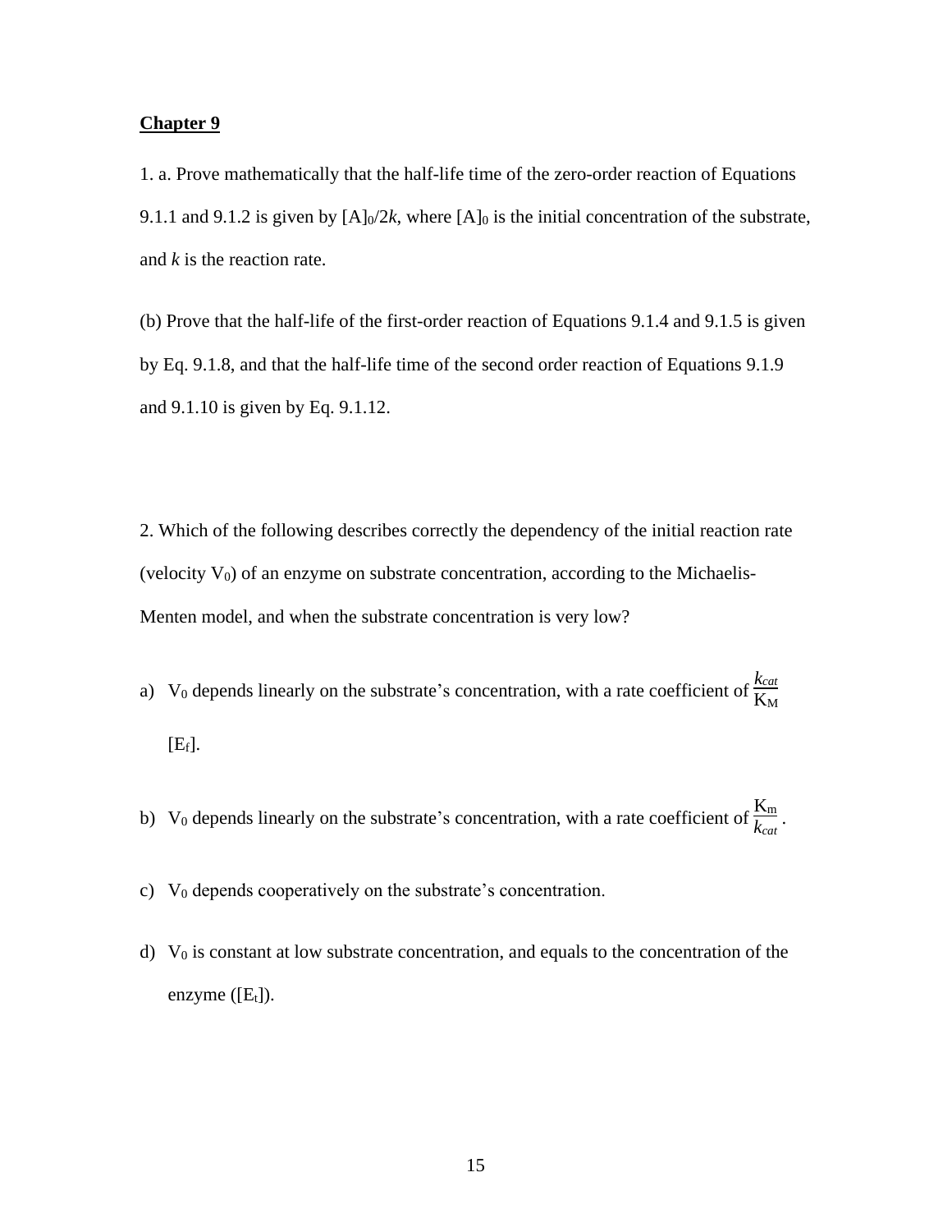## **Chapter 9**

1. a. Prove mathematically that the half-life time of the zero-order reaction of Equations 9.1.1 and 9.1.2 is given by $[A]_0/2k$, where $[A]_0$ is the initial concentration of the substrate, and $k$ is the reaction rate.

(b) Prove that the half-life of the first-order reaction of Equations 9.1.4 and 9.1.5 is given by Eq. 9.1.8, and that the half-life time of the second order reaction of Equations 9.1.9 and 9.1.10 is given by Eq. 9.1.12.

2. Which of the following describes correctly the dependency of the initial reaction rate (velocity $V_0$) of an enzyme on substrate concentration, according to the Michaelis-Menten model, and when the substrate concentration is very low?

a) $V_0$ depends linearly on the substrate's concentration, with a rate coefficient of $\frac{k_{cat}}{K_M}$ $[E_f]$.

b) $V_0$ depends linearly on the substrate's concentration, with a rate coefficient of $\frac{K_m}{k_{cat}}$.

c) $V_0$ depends cooperatively on the substrate's concentration.

d) $V_0$ is constant at low substrate concentration, and equals to the concentration of the enzyme ($[E_t]$).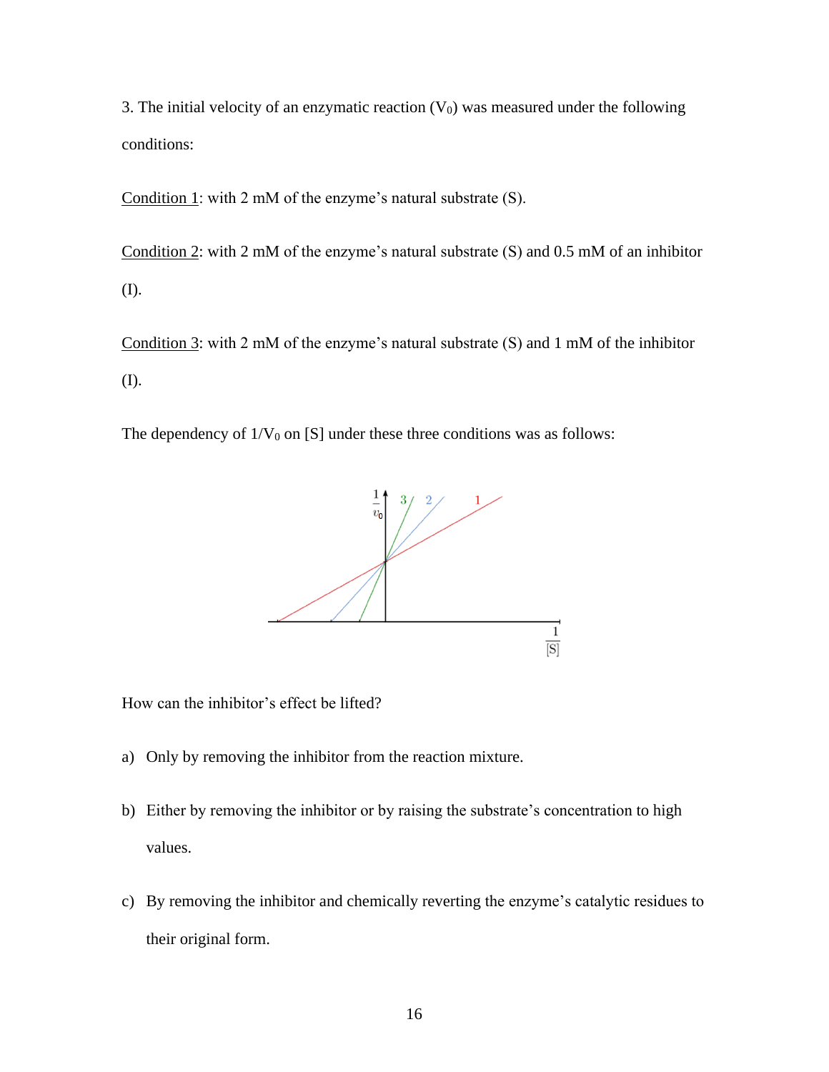3. The initial velocity of an enzymatic reaction ($V_0$) was measured under the following conditions:

Condition 1: with 2 mM of the enzyme's natural substrate (S).

Condition 2: with 2 mM of the enzyme's natural substrate (S) and 0.5 mM of an inhibitor (I).

Condition 3: with 2 mM of the enzyme's natural substrate (S) and 1 mM of the inhibitor (I).

The dependency of $1/V_0$ on [S] under these three conditions was as follows:

How can the inhibitor's effect be lifted?

a) Only by removing the inhibitor from the reaction mixture.

b) Either by removing the inhibitor or by raising the substrate's concentration to high values.

c) By removing the inhibitor and chemically reverting the enzyme's catalytic residues to their original form.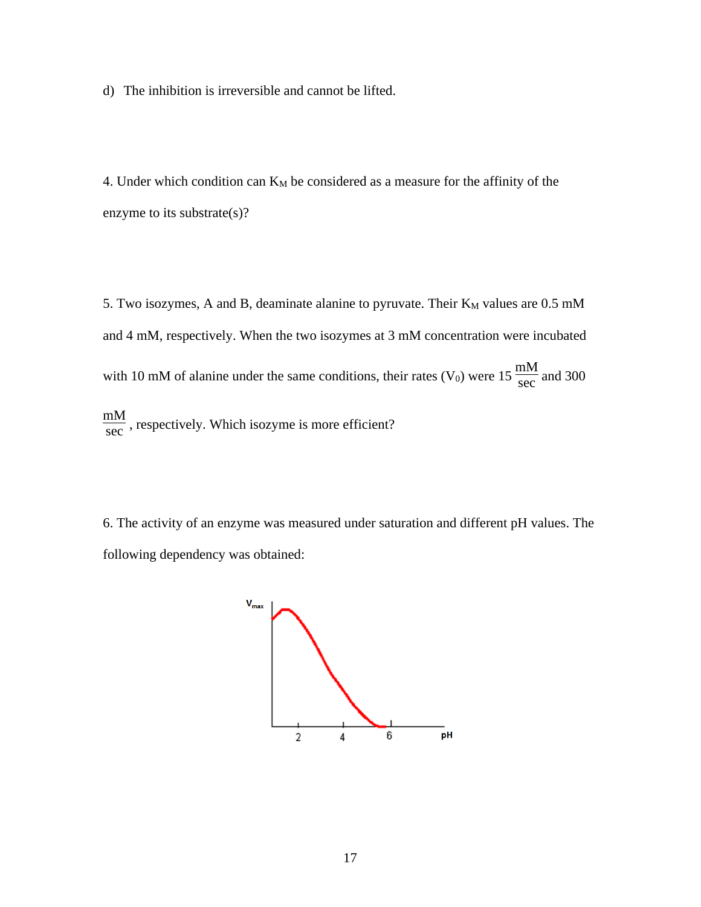d) The inhibition is irreversible and cannot be lifted.

4. Under which condition can $K_M$ be considered as a measure for the affinity of the enzyme to its substrate(s)?

5. Two isozymes, A and B, deaminate alanine to pyruvate. Their $K_M$ values are 0.5 mM and 4 mM, respectively. When the two isozymes at 3 mM concentration were incubated with 10 mM of alanine under the same conditions, their rates ($V_0$) were 15 $\frac{\text{mM}}{\text{sec}}$ and 300 $\frac{\text{mM}}{\text{sec}}$, respectively. Which isozyme is more efficient?

6. The activity of an enzyme was measured under saturation and different pH values. The following dependency was obtained: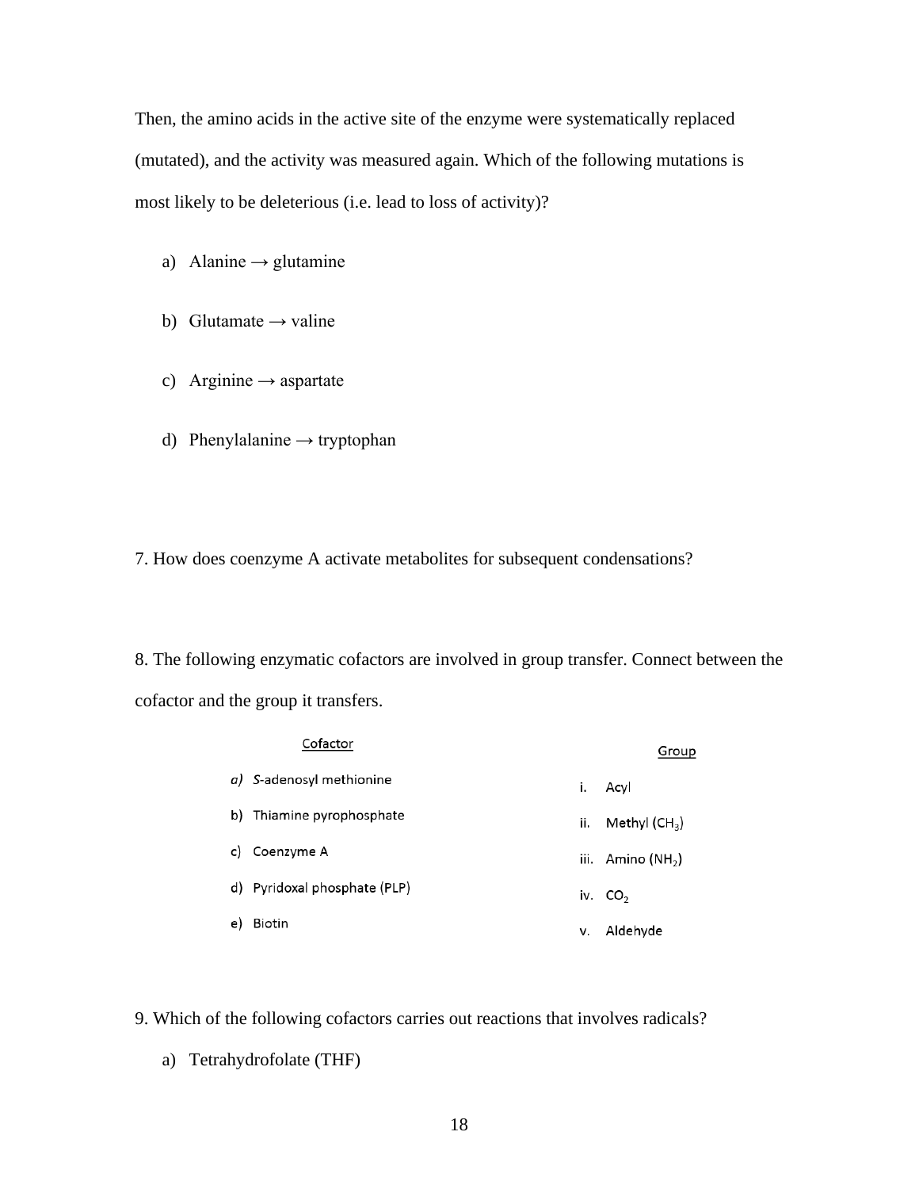Then, the amino acids in the active site of the enzyme were systematically replaced (mutated), and the activity was measured again. Which of the following mutations is most likely to be deleterious (i.e. lead to loss of activity)?

a) Alanine → glutamine

b) Glutamate → valine

c) Arginine → aspartate

d) Phenylalanine → tryptophan

7. How does coenzyme A activate metabolites for subsequent condensations?

8. The following enzymatic cofactors are involved in group transfer. Connect between the cofactor and the group it transfers.

| Cofactor | Group |
| --- | --- |
| a) *S*-adenosyl methionine | i. Acyl |
| b) Thiamine pyrophosphate | ii. Methyl ($CH_3$) |
| c) Coenzyme A | iii. Amino ($NH_2$) |
| d) Pyridoxal phosphate (PLP) | iv. $CO_2$ |
| e) Biotin | v. Aldehyde |

9. Which of the following cofactors carries out reactions that involves radicals?

a) Tetrahydrofolate (THF)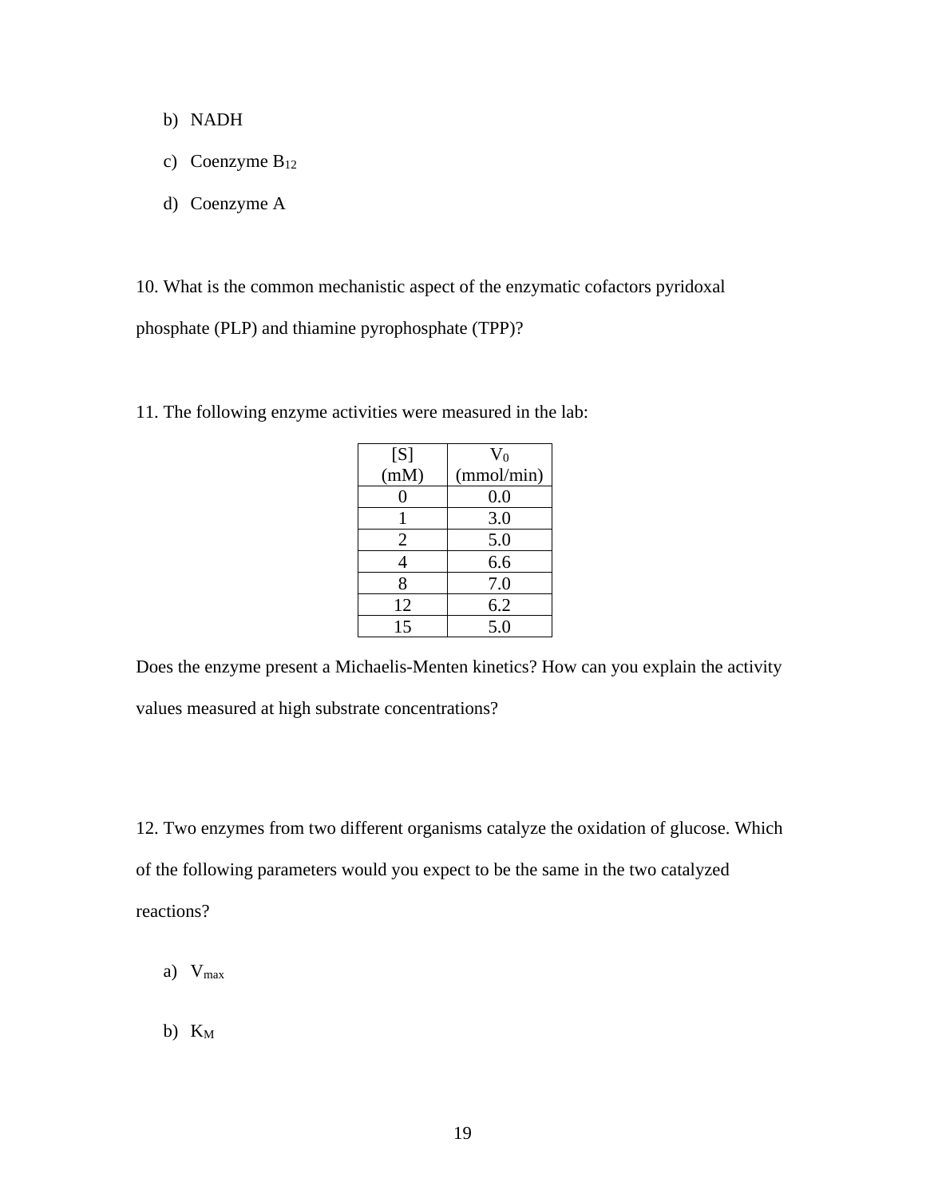b) NADH

c) Coenzyme $B_{12}$

d) Coenzyme A

10. What is the common mechanistic aspect of the enzymatic cofactors pyridoxal phosphate (PLP) and thiamine pyrophosphate (TPP)?

11. The following enzyme activities were measured in the lab:

| [S] (mM) | $V_0$ (mmol/min) |
|---|---|
| 0 | 0.0 |
| 1 | 3.0 |
| 2 | 5.0 |
| 4 | 6.6 |
| 8 | 7.0 |
| 12 | 6.2 |
| 15 | 5.0 |

Does the enzyme present a Michaelis-Menten kinetics? How can you explain the activity values measured at high substrate concentrations?

12. Two enzymes from two different organisms catalyze the oxidation of glucose. Which of the following parameters would you expect to be the same in the two catalyzed reactions?

a) $V_{max}$

b) $K_M$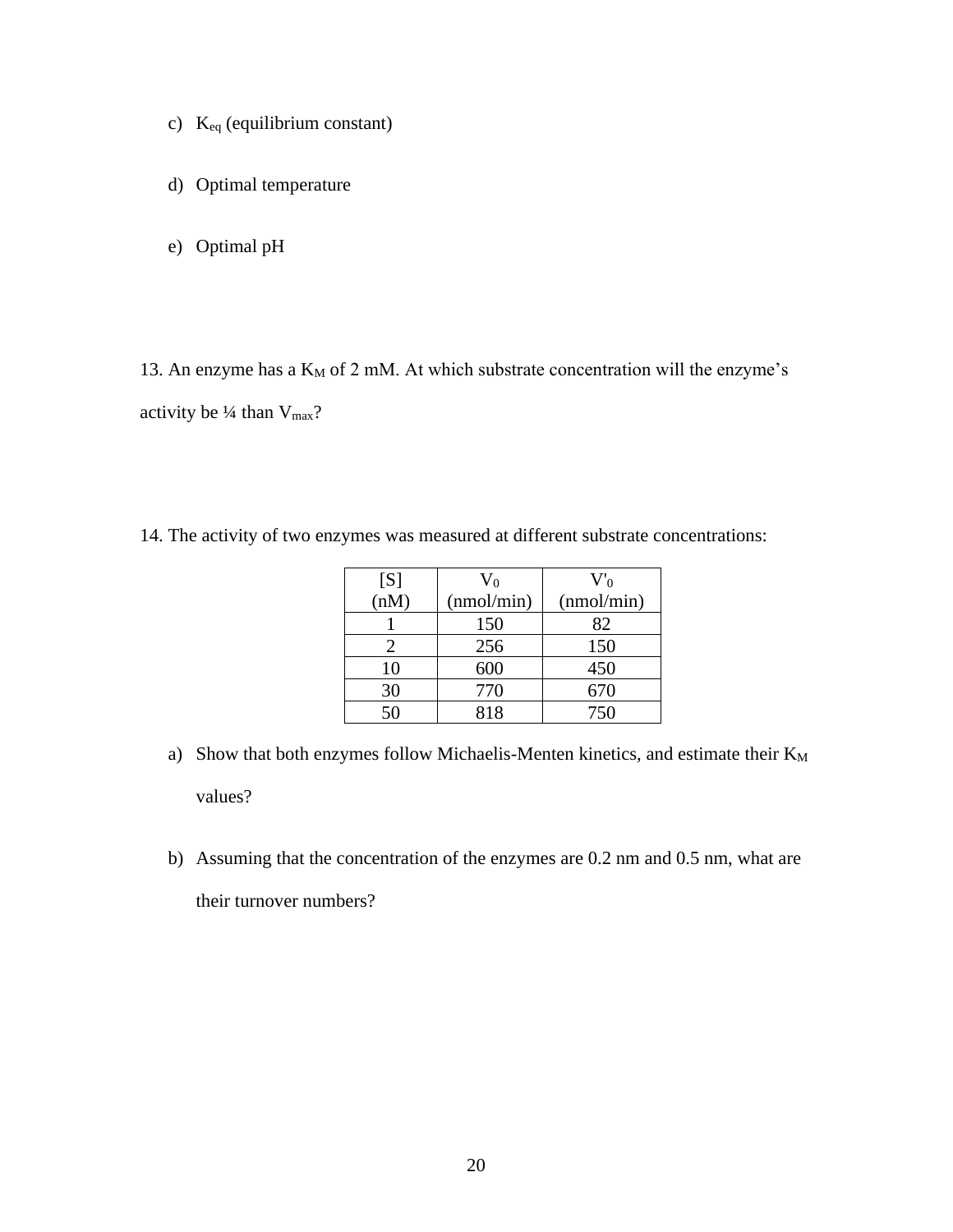c) $K_{eq}$ (equilibrium constant)

d) Optimal temperature

e) Optimal pH

13. An enzyme has a $K_M$ of 2 mM. At which substrate concentration will the enzyme's activity be ¼ than $V_{max}$?

14. The activity of two enzymes was measured at different substrate concentrations:

| [S] (nM) | $V_0$ (nmol/min) | $V'_0$ (nmol/min) |
|---|---|---|
| 1 | 150 | 82 |
| 2 | 256 | 150 |
| 10 | 600 | 450 |
| 30 | 770 | 670 |
| 50 | 818 | 750 |

a) Show that both enzymes follow Michaelis-Menten kinetics, and estimate their $K_M$ values?

b) Assuming that the concentration of the enzymes are 0.2 nm and 0.5 nm, what are their turnover numbers?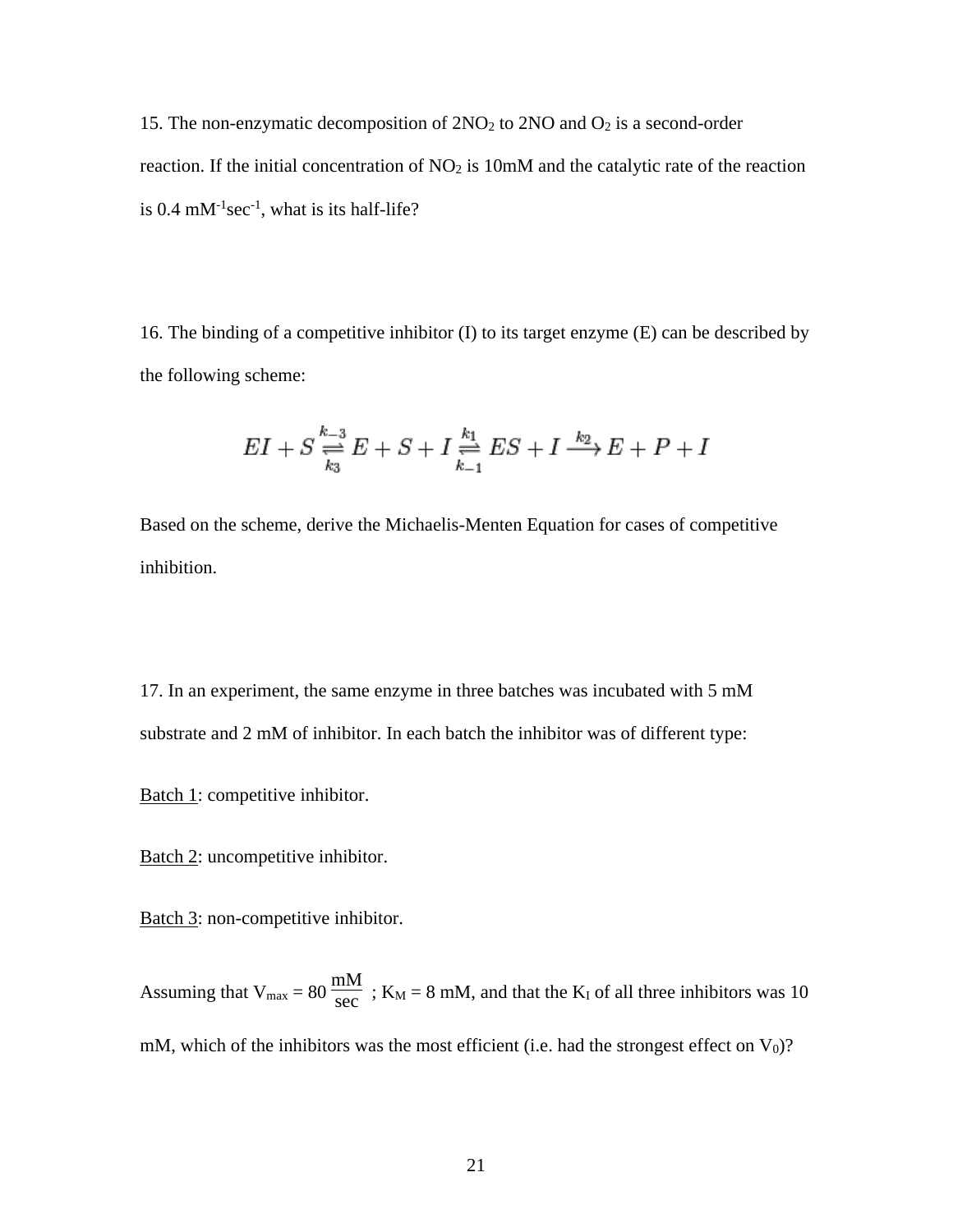15. The non-enzymatic decomposition of $2NO_2$ to $2NO$ and $O_2$ is a second-order reaction. If the initial concentration of $NO_2$ is 10mM and the catalytic rate of the reaction is 0.4 $mM^{-1}sec^{-1}$, what is its half-life?

16. The binding of a competitive inhibitor (I) to its target enzyme (E) can be described by the following scheme:

$$EI + S \underset{k_3}{\overset{k_{-3}}{\rightleftharpoons}} E + S + I \underset{k_{-1}}{\overset{k_1}{\rightleftharpoons}} ES + I \xrightarrow{k_2} E + P + I$$

Based on the scheme, derive the Michaelis-Menten Equation for cases of competitive inhibition.

17. In an experiment, the same enzyme in three batches was incubated with 5 mM substrate and 2 mM of inhibitor. In each batch the inhibitor was of different type:

Batch 1: competitive inhibitor.

Batch 2: uncompetitive inhibitor.

Batch 3: non-competitive inhibitor.

Assuming that $V_{max} = 80 \frac{mM}{sec}$ ; $K_M$ = 8 mM, and that the $K_I$ of all three inhibitors was 10 mM, which of the inhibitors was the most efficient (i.e. had the strongest effect on $V_0$)?